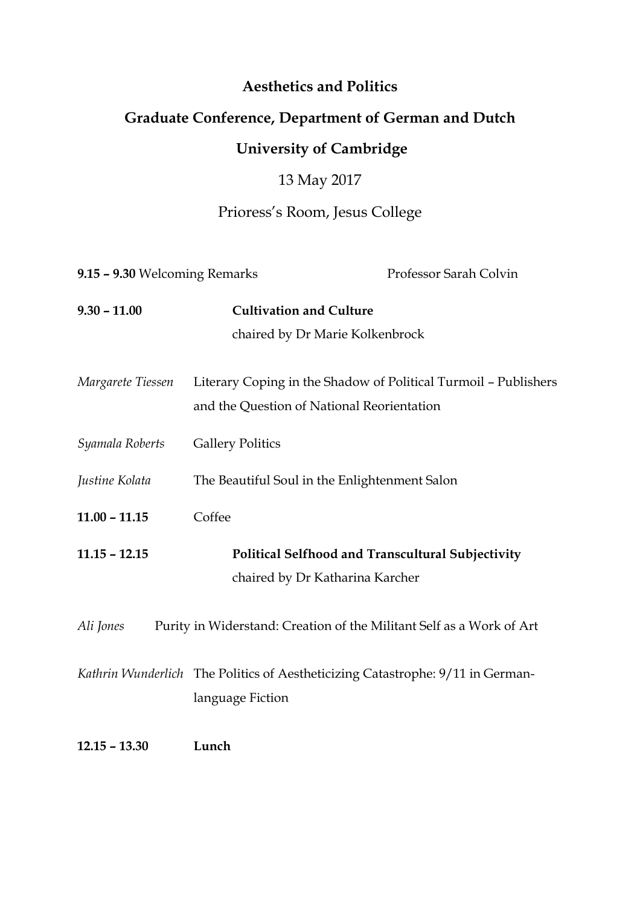# Aesthetics and Politics

## Graduate Conference, Department of German and Dutch

## University of Cambridge

13 May 2017

Prioress's Room, Jesus College

**9.15 – 9.30** Welcoming Remarks Professor Sarah Colvin

**9.30 – 11.00** **Cultivation and Culture**
chaired by Dr Marie Kolkenbrock

*Margarete Tiessen* Literary Coping in the Shadow of Political Turmoil – Publishers and the Question of National Reorientation

*Syamala Roberts* Gallery Politics

*Justine Kolata* The Beautiful Soul in the Enlightenment Salon

**11.00 – 11.15** Coffee

**11.15 – 12.15** **Political Selfhood and Transcultural Subjectivity**
chaired by Dr Katharina Karcher

*Ali Jones* Purity in Widerstand: Creation of the Militant Self as a Work of Art

*Kathrin Wunderlich* The Politics of Aestheticizing Catastrophe: 9/11 in German-language Fiction

**12.15 – 13.30** **Lunch**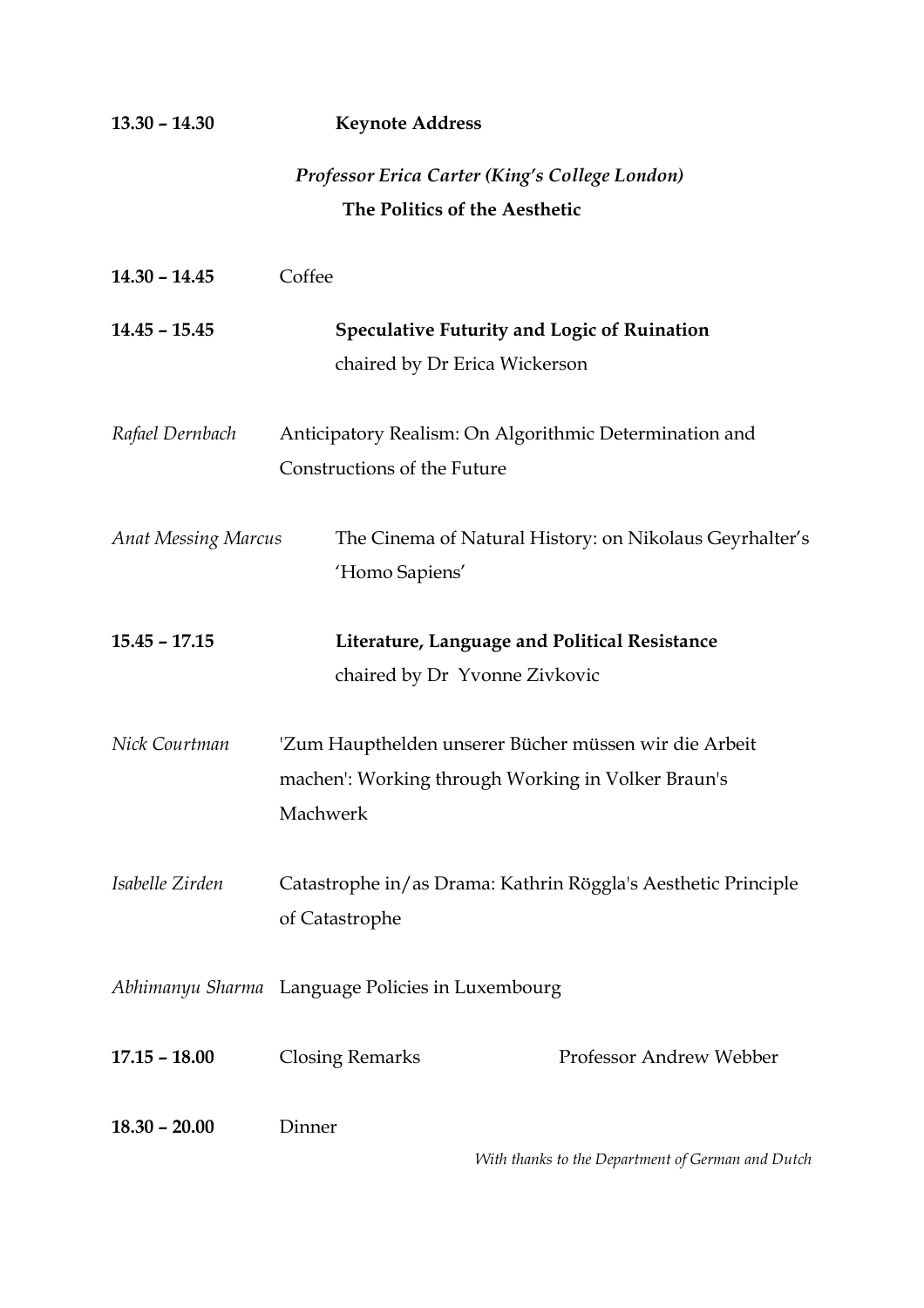**13.30 – 14.30** **Keynote Address**

*Professor Erica Carter (King's College London)*

**The Politics of the Aesthetic**

**14.30 – 14.45** Coffee

**14.45 – 15.45** **Speculative Futurity and Logic of Ruination**
chaired by Dr Erica Wickerson

*Rafael Dernbach* Anticipatory Realism: On Algorithmic Determination and Constructions of the Future

*Anat Messing Marcus* The Cinema of Natural History: on Nikolaus Geyrhalter's 'Homo Sapiens'

**15.45 – 17.15** **Literature, Language and Political Resistance**
chaired by Dr Yvonne Zivkovic

*Nick Courtman* 'Zum Haupthelden unserer Bücher müssen wir die Arbeit machen': Working through Working in Volker Braun's Machwerk

*Isabelle Zirden* Catastrophe in/as Drama: Kathrin Röggla's Aesthetic Principle of Catastrophe

*Abhimanyu Sharma* Language Policies in Luxembourg

**17.15 – 18.00** Closing Remarks Professor Andrew Webber

**18.30 – 20.00** Dinner

*With thanks to the Department of German and Dutch*